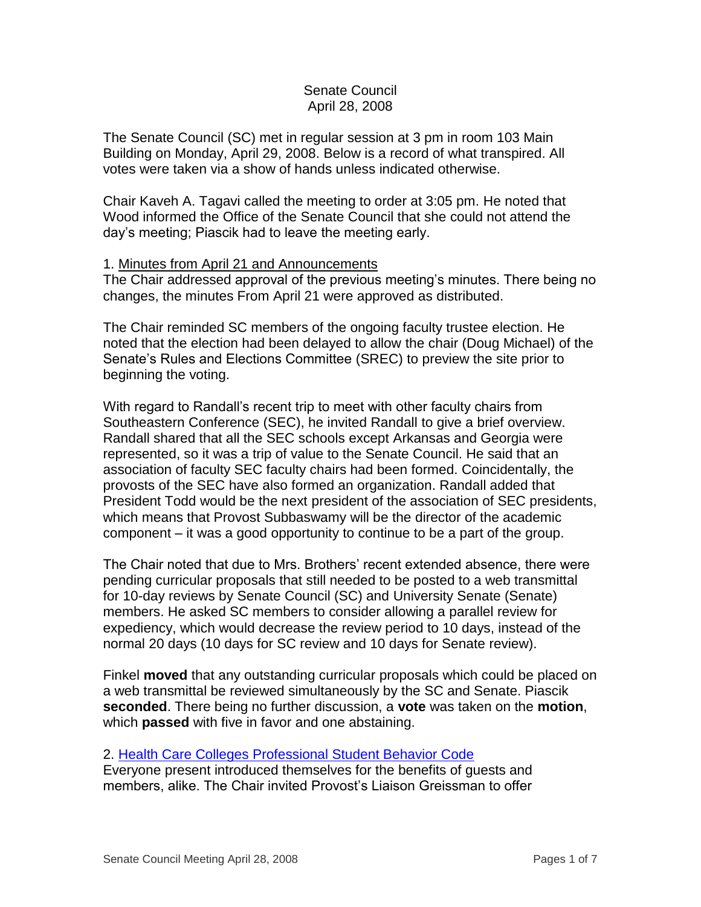Senate Council
April 28, 2008

The Senate Council (SC) met in regular session at 3 pm in room 103 Main Building on Monday, April 29, 2008. Below is a record of what transpired. All votes were taken via a show of hands unless indicated otherwise.

Chair Kaveh A. Tagavi called the meeting to order at 3:05 pm. He noted that Wood informed the Office of the Senate Council that she could not attend the day's meeting; Piascik had to leave the meeting early.

1. Minutes from April 21 and Announcements

The Chair addressed approval of the previous meeting's minutes. There being no changes, the minutes From April 21 were approved as distributed.

The Chair reminded SC members of the ongoing faculty trustee election. He noted that the election had been delayed to allow the chair (Doug Michael) of the Senate's Rules and Elections Committee (SREC) to preview the site prior to beginning the voting.

With regard to Randall's recent trip to meet with other faculty chairs from Southeastern Conference (SEC), he invited Randall to give a brief overview. Randall shared that all the SEC schools except Arkansas and Georgia were represented, so it was a trip of value to the Senate Council. He said that an association of faculty SEC faculty chairs had been formed. Coincidentally, the provosts of the SEC have also formed an organization. Randall added that President Todd would be the next president of the association of SEC presidents, which means that Provost Subbaswamy will be the director of the academic component – it was a good opportunity to continue to be a part of the group.

The Chair noted that due to Mrs. Brothers' recent extended absence, there were pending curricular proposals that still needed to be posted to a web transmittal for 10-day reviews by Senate Council (SC) and University Senate (Senate) members. He asked SC members to consider allowing a parallel review for expediency, which would decrease the review period to 10 days, instead of the normal 20 days (10 days for SC review and 10 days for Senate review).

Finkel **moved** that any outstanding curricular proposals which could be placed on a web transmittal be reviewed simultaneously by the SC and Senate. Piascik **seconded**. There being no further discussion, a **vote** was taken on the **motion**, which **passed** with five in favor and one abstaining.

2. Health Care Colleges Professional Student Behavior Code

Everyone present introduced themselves for the benefits of guests and members, alike. The Chair invited Provost's Liaison Greissman to offer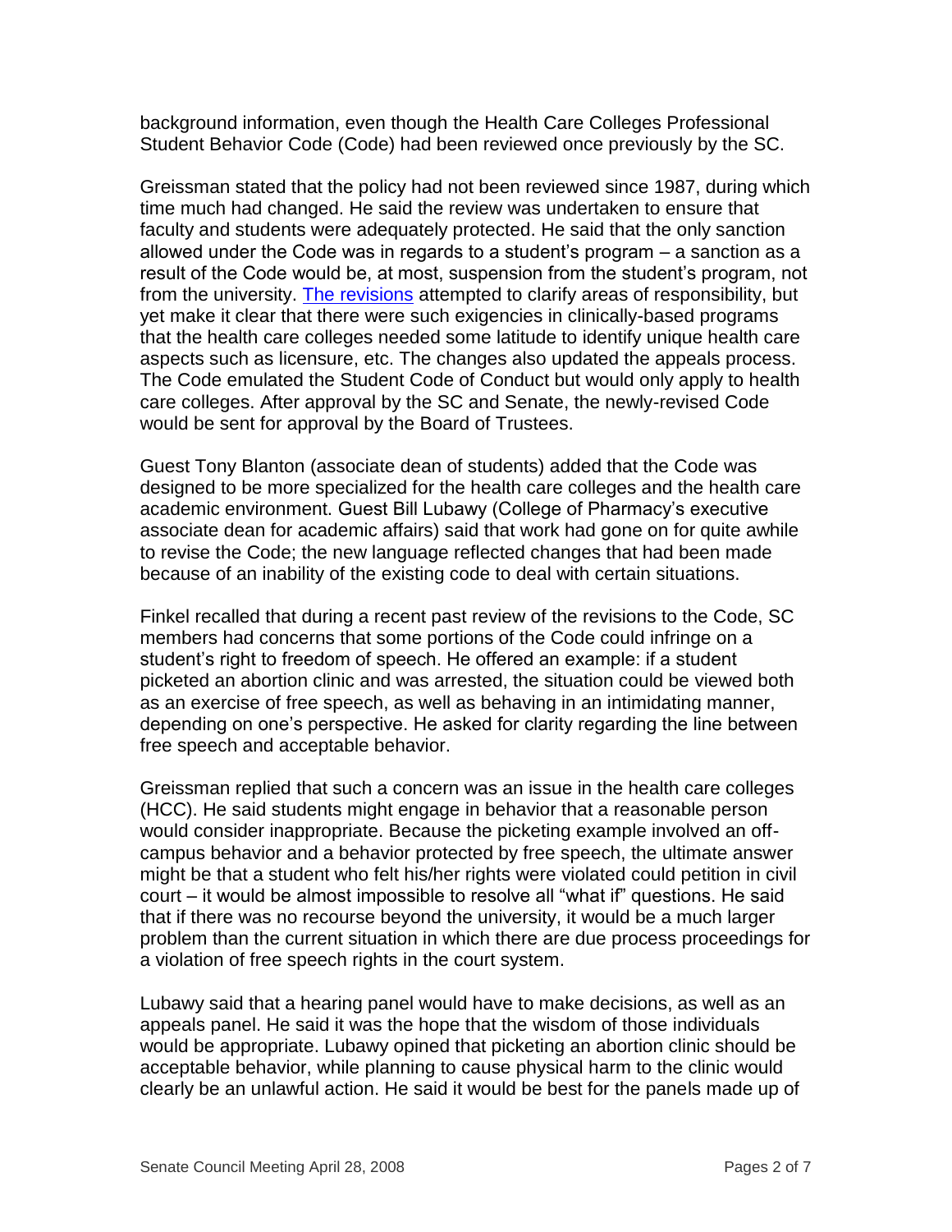background information, even though the Health Care Colleges Professional Student Behavior Code (Code) had been reviewed once previously by the SC.

Greissman stated that the policy had not been reviewed since 1987, during which time much had changed. He said the review was undertaken to ensure that faculty and students were adequately protected. He said that the only sanction allowed under the Code was in regards to a student's program – a sanction as a result of the Code would be, at most, suspension from the student's program, not from the university. The revisions attempted to clarify areas of responsibility, but yet make it clear that there were such exigencies in clinically-based programs that the health care colleges needed some latitude to identify unique health care aspects such as licensure, etc. The changes also updated the appeals process. The Code emulated the Student Code of Conduct but would only apply to health care colleges. After approval by the SC and Senate, the newly-revised Code would be sent for approval by the Board of Trustees.

Guest Tony Blanton (associate dean of students) added that the Code was designed to be more specialized for the health care colleges and the health care academic environment. Guest Bill Lubawy (College of Pharmacy's executive associate dean for academic affairs) said that work had gone on for quite awhile to revise the Code; the new language reflected changes that had been made because of an inability of the existing code to deal with certain situations.

Finkel recalled that during a recent past review of the revisions to the Code, SC members had concerns that some portions of the Code could infringe on a student's right to freedom of speech. He offered an example: if a student picketed an abortion clinic and was arrested, the situation could be viewed both as an exercise of free speech, as well as behaving in an intimidating manner, depending on one's perspective. He asked for clarity regarding the line between free speech and acceptable behavior.

Greissman replied that such a concern was an issue in the health care colleges (HCC). He said students might engage in behavior that a reasonable person would consider inappropriate. Because the picketing example involved an off-campus behavior and a behavior protected by free speech, the ultimate answer might be that a student who felt his/her rights were violated could petition in civil court – it would be almost impossible to resolve all "what if" questions. He said that if there was no recourse beyond the university, it would be a much larger problem than the current situation in which there are due process proceedings for a violation of free speech rights in the court system.

Lubawy said that a hearing panel would have to make decisions, as well as an appeals panel. He said it was the hope that the wisdom of those individuals would be appropriate. Lubawy opined that picketing an abortion clinic should be acceptable behavior, while planning to cause physical harm to the clinic would clearly be an unlawful action. He said it would be best for the panels made up of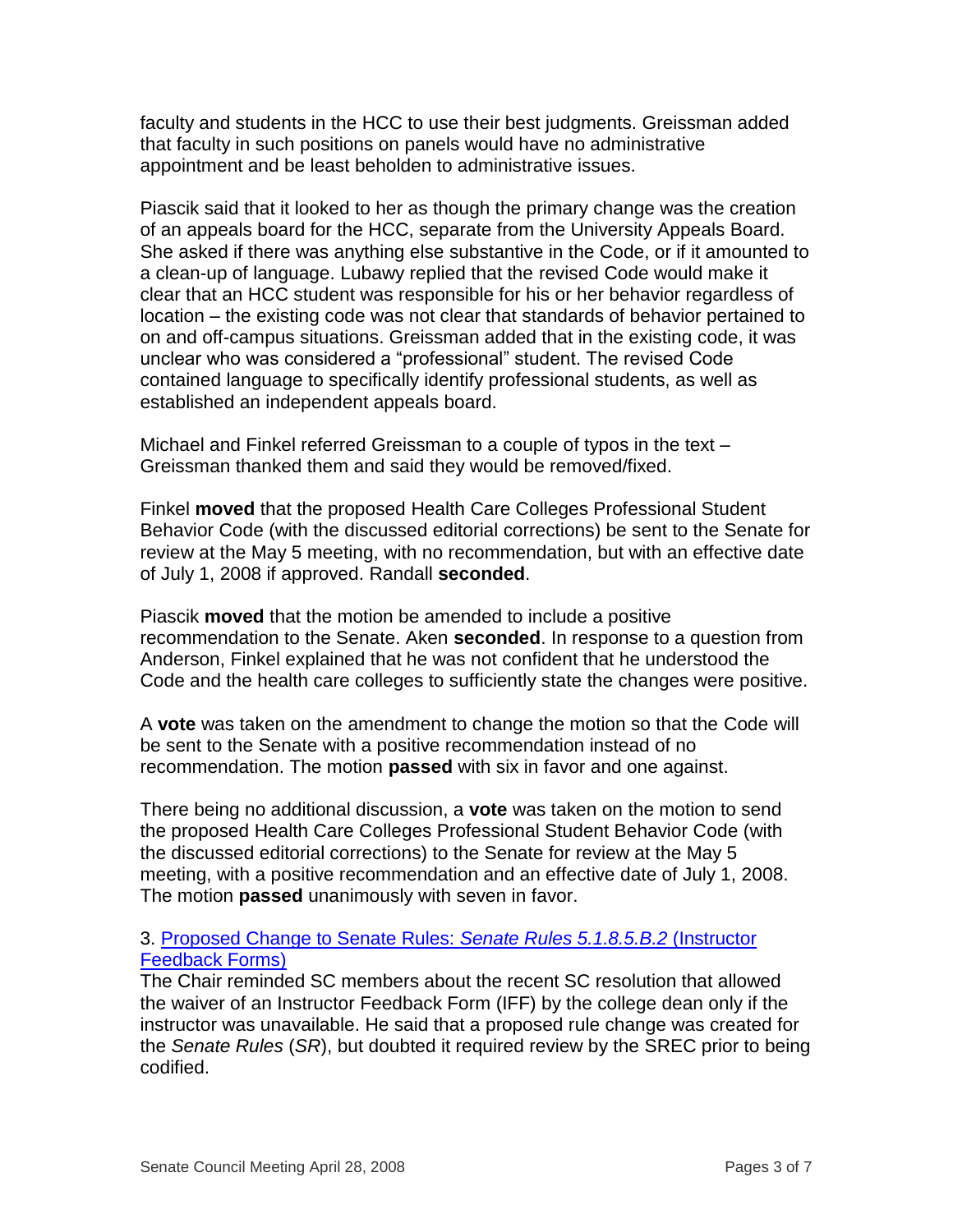faculty and students in the HCC to use their best judgments. Greissman added that faculty in such positions on panels would have no administrative appointment and be least beholden to administrative issues.

Piascik said that it looked to her as though the primary change was the creation of an appeals board for the HCC, separate from the University Appeals Board. She asked if there was anything else substantive in the Code, or if it amounted to a clean-up of language. Lubawy replied that the revised Code would make it clear that an HCC student was responsible for his or her behavior regardless of location – the existing code was not clear that standards of behavior pertained to on and off-campus situations. Greissman added that in the existing code, it was unclear who was considered a "professional" student. The revised Code contained language to specifically identify professional students, as well as established an independent appeals board.

Michael and Finkel referred Greissman to a couple of typos in the text – Greissman thanked them and said they would be removed/fixed.

Finkel **moved** that the proposed Health Care Colleges Professional Student Behavior Code (with the discussed editorial corrections) be sent to the Senate for review at the May 5 meeting, with no recommendation, but with an effective date of July 1, 2008 if approved. Randall **seconded**.

Piascik **moved** that the motion be amended to include a positive recommendation to the Senate. Aken **seconded**. In response to a question from Anderson, Finkel explained that he was not confident that he understood the Code and the health care colleges to sufficiently state the changes were positive.

A **vote** was taken on the amendment to change the motion so that the Code will be sent to the Senate with a positive recommendation instead of no recommendation. The motion **passed** with six in favor and one against.

There being no additional discussion, a **vote** was taken on the motion to send the proposed Health Care Colleges Professional Student Behavior Code (with the discussed editorial corrections) to the Senate for review at the May 5 meeting, with a positive recommendation and an effective date of July 1, 2008. The motion **passed** unanimously with seven in favor.

3. Proposed Change to Senate Rules: *Senate Rules 5.1.8.5.B.2* (Instructor Feedback Forms)

The Chair reminded SC members about the recent SC resolution that allowed the waiver of an Instructor Feedback Form (IFF) by the college dean only if the instructor was unavailable. He said that a proposed rule change was created for the *Senate Rules* (*SR*), but doubted it required review by the SREC prior to being codified.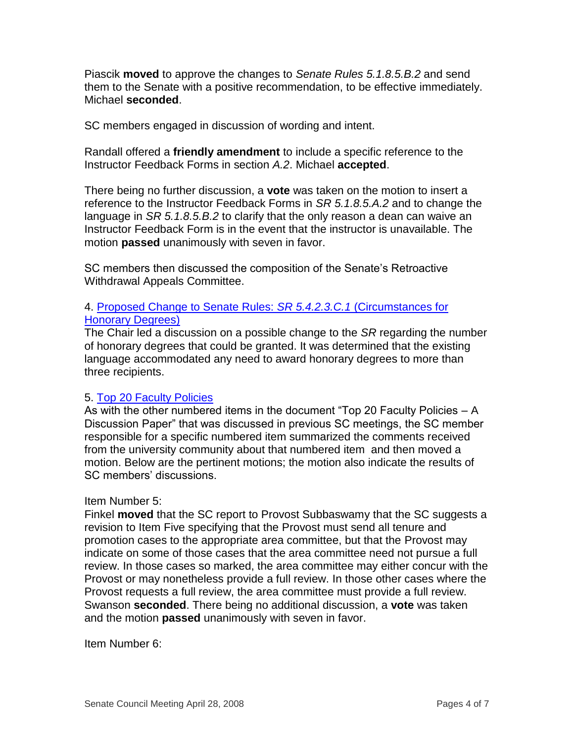Piascik **moved** to approve the changes to *Senate Rules 5.1.8.5.B.2* and send them to the Senate with a positive recommendation, to be effective immediately. Michael **seconded**.

SC members engaged in discussion of wording and intent.

Randall offered a **friendly amendment** to include a specific reference to the Instructor Feedback Forms in section *A.2*. Michael **accepted**.

There being no further discussion, a **vote** was taken on the motion to insert a reference to the Instructor Feedback Forms in *SR 5.1.8.5.A.2* and to change the language in *SR 5.1.8.5.B.2* to clarify that the only reason a dean can waive an Instructor Feedback Form is in the event that the instructor is unavailable. The motion **passed** unanimously with seven in favor.

SC members then discussed the composition of the Senate's Retroactive Withdrawal Appeals Committee.

4. Proposed Change to Senate Rules: *SR 5.4.2.3.C.1* (Circumstances for Honorary Degrees)

The Chair led a discussion on a possible change to the *SR* regarding the number of honorary degrees that could be granted. It was determined that the existing language accommodated any need to award honorary degrees to more than three recipients.

5. Top 20 Faculty Policies

As with the other numbered items in the document "Top 20 Faculty Policies – A Discussion Paper" that was discussed in previous SC meetings, the SC member responsible for a specific numbered item summarized the comments received from the university community about that numbered item and then moved a motion. Below are the pertinent motions; the motion also indicate the results of SC members' discussions.

Item Number 5:

Finkel **moved** that the SC report to Provost Subbaswamy that the SC suggests a revision to Item Five specifying that the Provost must send all tenure and promotion cases to the appropriate area committee, but that the Provost may indicate on some of those cases that the area committee need not pursue a full review. In those cases so marked, the area committee may either concur with the Provost or may nonetheless provide a full review. In those other cases where the Provost requests a full review, the area committee must provide a full review. Swanson **seconded**. There being no additional discussion, a **vote** was taken and the motion **passed** unanimously with seven in favor.

Item Number 6: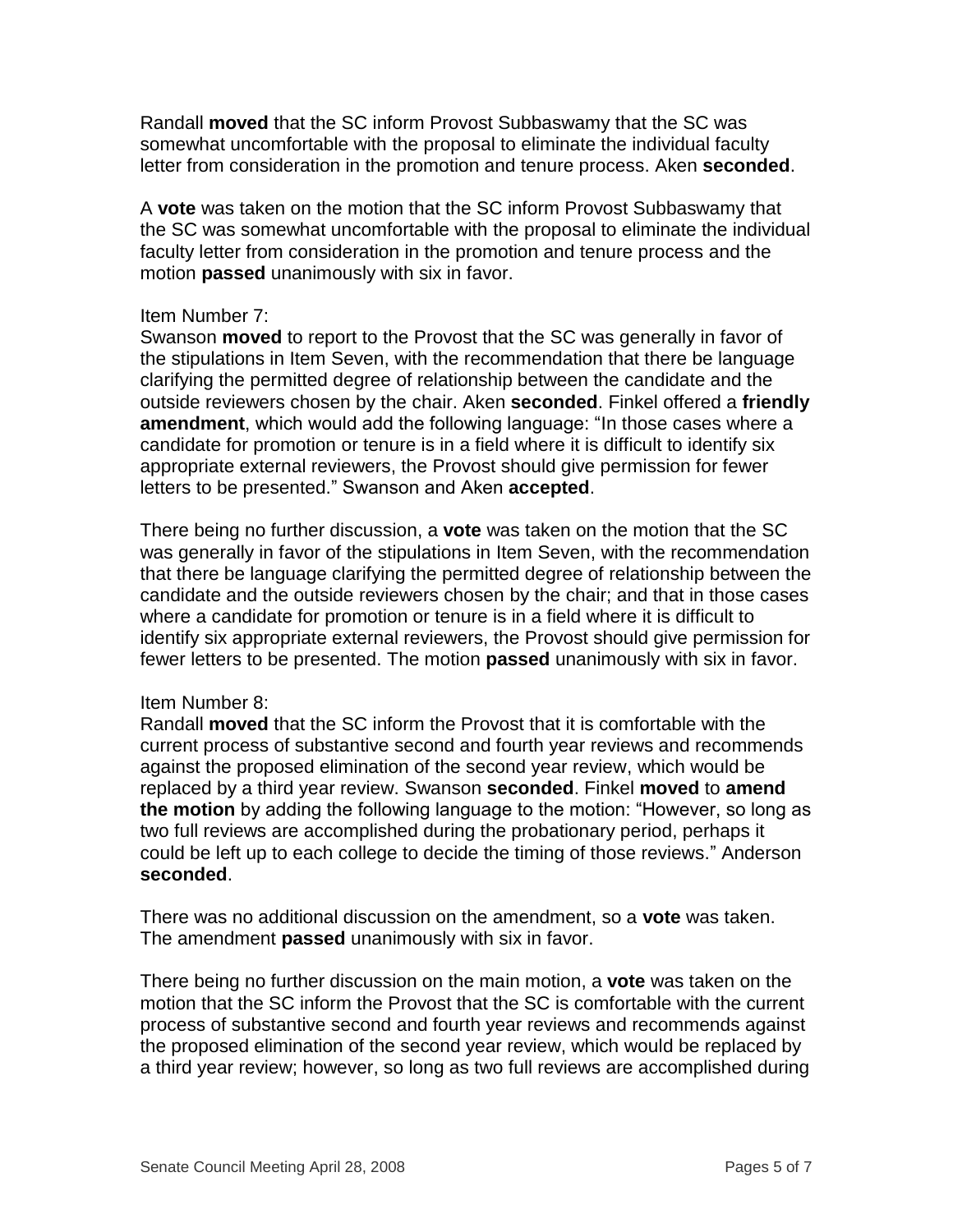Randall **moved** that the SC inform Provost Subbaswamy that the SC was somewhat uncomfortable with the proposal to eliminate the individual faculty letter from consideration in the promotion and tenure process. Aken **seconded**.

A **vote** was taken on the motion that the SC inform Provost Subbaswamy that the SC was somewhat uncomfortable with the proposal to eliminate the individual faculty letter from consideration in the promotion and tenure process and the motion **passed** unanimously with six in favor.

Item Number 7:
Swanson **moved** to report to the Provost that the SC was generally in favor of the stipulations in Item Seven, with the recommendation that there be language clarifying the permitted degree of relationship between the candidate and the outside reviewers chosen by the chair. Aken **seconded**. Finkel offered a **friendly amendment**, which would add the following language: "In those cases where a candidate for promotion or tenure is in a field where it is difficult to identify six appropriate external reviewers, the Provost should give permission for fewer letters to be presented." Swanson and Aken **accepted**.

There being no further discussion, a **vote** was taken on the motion that the SC was generally in favor of the stipulations in Item Seven, with the recommendation that there be language clarifying the permitted degree of relationship between the candidate and the outside reviewers chosen by the chair; and that in those cases where a candidate for promotion or tenure is in a field where it is difficult to identify six appropriate external reviewers, the Provost should give permission for fewer letters to be presented. The motion **passed** unanimously with six in favor.

Item Number 8:
Randall **moved** that the SC inform the Provost that it is comfortable with the current process of substantive second and fourth year reviews and recommends against the proposed elimination of the second year review, which would be replaced by a third year review. Swanson **seconded**. Finkel **moved** to **amend the motion** by adding the following language to the motion: "However, so long as two full reviews are accomplished during the probationary period, perhaps it could be left up to each college to decide the timing of those reviews." Anderson **seconded**.

There was no additional discussion on the amendment, so a **vote** was taken. The amendment **passed** unanimously with six in favor.

There being no further discussion on the main motion, a **vote** was taken on the motion that the SC inform the Provost that the SC is comfortable with the current process of substantive second and fourth year reviews and recommends against the proposed elimination of the second year review, which would be replaced by a third year review; however, so long as two full reviews are accomplished during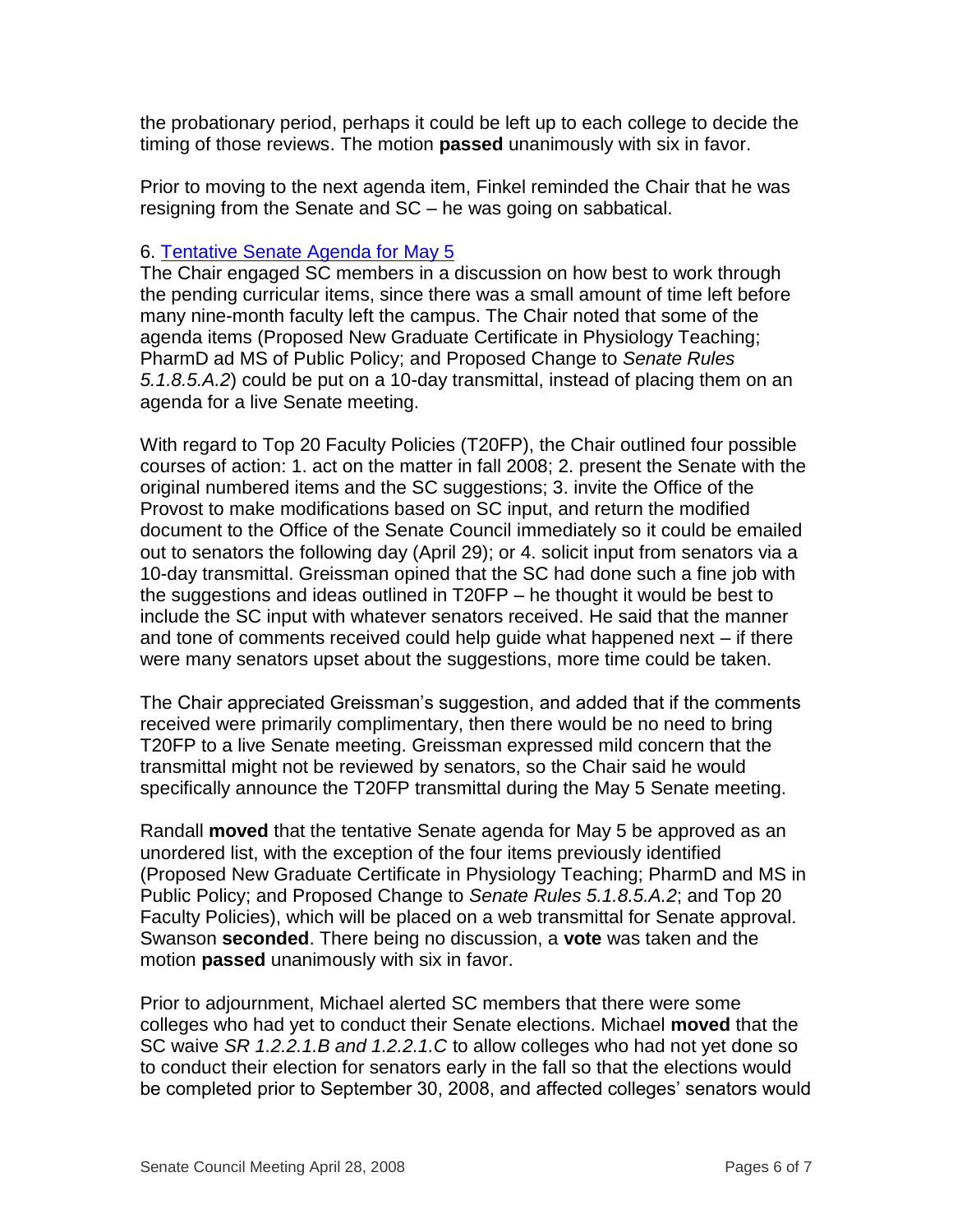the probationary period, perhaps it could be left up to each college to decide the timing of those reviews. The motion **passed** unanimously with six in favor.

Prior to moving to the next agenda item, Finkel reminded the Chair that he was resigning from the Senate and SC – he was going on sabbatical.

6. [Tentative Senate Agenda for May 5]

The Chair engaged SC members in a discussion on how best to work through the pending curricular items, since there was a small amount of time left before many nine-month faculty left the campus. The Chair noted that some of the agenda items (Proposed New Graduate Certificate in Physiology Teaching; PharmD ad MS of Public Policy; and Proposed Change to *Senate Rules 5.1.8.5.A.2*) could be put on a 10-day transmittal, instead of placing them on an agenda for a live Senate meeting.

With regard to Top 20 Faculty Policies (T20FP), the Chair outlined four possible courses of action: 1. act on the matter in fall 2008; 2. present the Senate with the original numbered items and the SC suggestions; 3. invite the Office of the Provost to make modifications based on SC input, and return the modified document to the Office of the Senate Council immediately so it could be emailed out to senators the following day (April 29); or 4. solicit input from senators via a 10-day transmittal. Greissman opined that the SC had done such a fine job with the suggestions and ideas outlined in T20FP – he thought it would be best to include the SC input with whatever senators received. He said that the manner and tone of comments received could help guide what happened next – if there were many senators upset about the suggestions, more time could be taken.

The Chair appreciated Greissman's suggestion, and added that if the comments received were primarily complimentary, then there would be no need to bring T20FP to a live Senate meeting. Greissman expressed mild concern that the transmittal might not be reviewed by senators, so the Chair said he would specifically announce the T20FP transmittal during the May 5 Senate meeting.

Randall **moved** that the tentative Senate agenda for May 5 be approved as an unordered list, with the exception of the four items previously identified (Proposed New Graduate Certificate in Physiology Teaching; PharmD and MS in Public Policy; and Proposed Change to *Senate Rules 5.1.8.5.A.2*; and Top 20 Faculty Policies), which will be placed on a web transmittal for Senate approval. Swanson **seconded**. There being no discussion, a **vote** was taken and the motion **passed** unanimously with six in favor.

Prior to adjournment, Michael alerted SC members that there were some colleges who had yet to conduct their Senate elections. Michael **moved** that the SC waive *SR 1.2.2.1.B and 1.2.2.1.C* to allow colleges who had not yet done so to conduct their election for senators early in the fall so that the elections would be completed prior to September 30, 2008, and affected colleges' senators would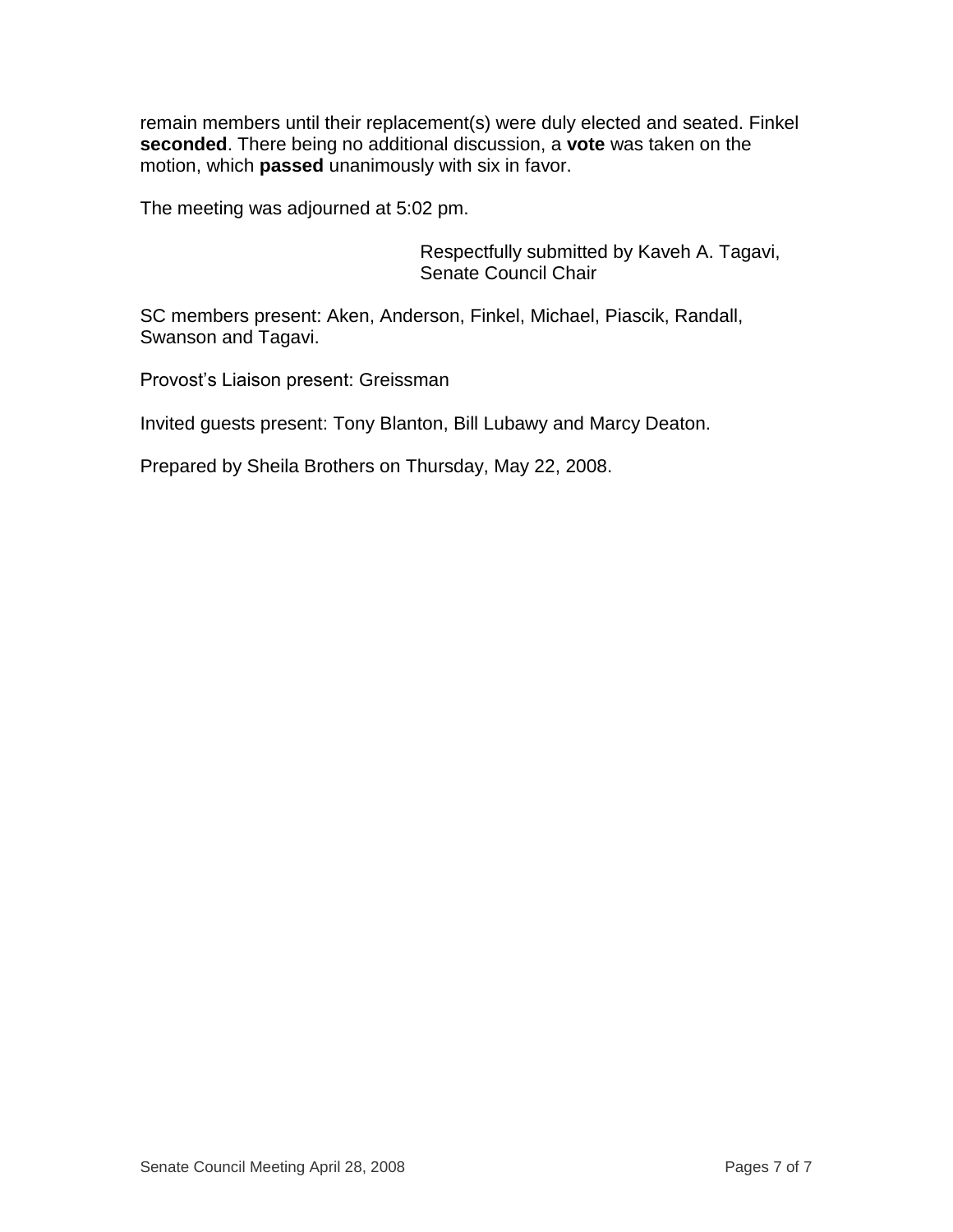remain members until their replacement(s) were duly elected and seated. Finkel **seconded**. There being no additional discussion, a **vote** was taken on the motion, which **passed** unanimously with six in favor.

The meeting was adjourned at 5:02 pm.

Respectfully submitted by Kaveh A. Tagavi,
Senate Council Chair

SC members present: Aken, Anderson, Finkel, Michael, Piascik, Randall, Swanson and Tagavi.

Provost's Liaison present: Greissman

Invited guests present: Tony Blanton, Bill Lubawy and Marcy Deaton.

Prepared by Sheila Brothers on Thursday, May 22, 2008.